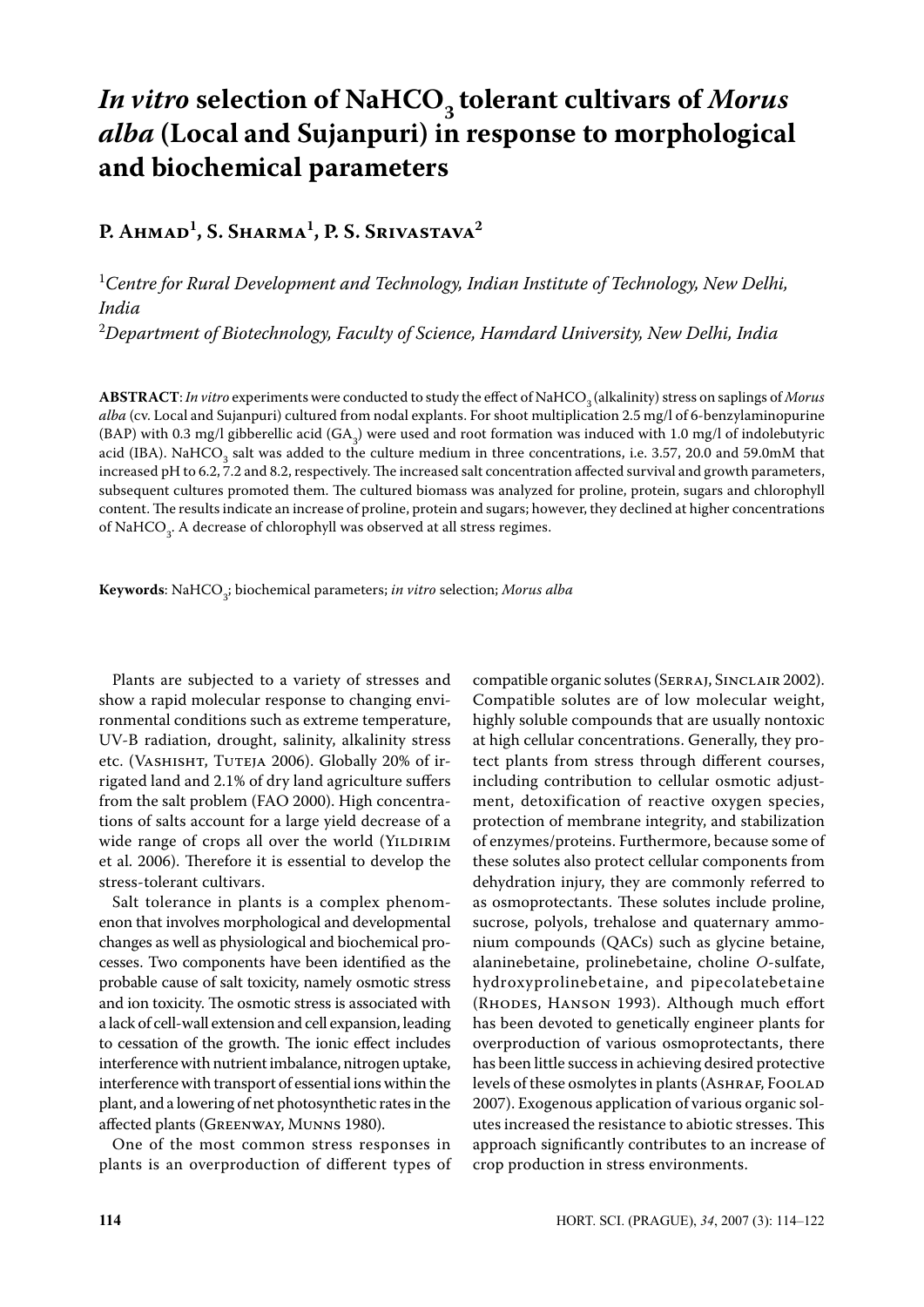# *In vitro* selection of $NaHCO_3$ tolerant cultivars of *Morus alba* (Local and Sujanpuri) in response to morphological and biochemical parameters

**P. Ahmad[1], S. Sharma[1], P. S. Srivastava[2]**

[1]*Centre for Rural Development and Technology, Indian Institute of Technology, New Delhi, India*

[2]*Department of Biotechnology, Faculty of Science, Hamdard University, New Delhi, India*

**ABSTRACT**: *In vitro* experiments were conducted to study the effect of $NaHCO_3$ (alkalinity) stress on saplings of *Morus alba* (cv. Local and Sujanpuri) cultured from nodal explants. For shoot multiplication 2.5 mg/l of 6-benzylaminopurine (BAP) with 0.3 mg/l gibberellic acid ($GA_3$) were used and root formation was induced with 1.0 mg/l of indolebutyric acid (IBA). $NaHCO_3$ salt was added to the culture medium in three concentrations, i.e. 3.57, 20.0 and 59.0mM that increased pH to 6.2, 7.2 and 8.2, respectively. The increased salt concentration affected survival and growth parameters, subsequent cultures promoted them. The cultured biomass was analyzed for proline, protein, sugars and chlorophyll content. The results indicate an increase of proline, protein and sugars; however, they declined at higher concentrations of $NaHCO_3$. A decrease of chlorophyll was observed at all stress regimes.

**Keywords**: $NaHCO_3$; biochemical parameters; *in vitro* selection; *Morus alba*

Plants are subjected to a variety of stresses and show a rapid molecular response to changing environmental conditions such as extreme temperature, UV-B radiation, drought, salinity, alkalinity stress etc. (Vashisht, Tuteja 2006). Globally 20% of irrigated land and 2.1% of dry land agriculture suffers from the salt problem (FAO 2000). High concentrations of salts account for a large yield decrease of a wide range of crops all over the world (Yildirim et al. 2006). Therefore it is essential to develop the stress-tolerant cultivars.

Salt tolerance in plants is a complex phenomenon that involves morphological and developmental changes as well as physiological and biochemical processes. Two components have been identified as the probable cause of salt toxicity, namely osmotic stress and ion toxicity. The osmotic stress is associated with a lack of cell-wall extension and cell expansion, leading to cessation of the growth. The ionic effect includes interference with nutrient imbalance, nitrogen uptake, interference with transport of essential ions within the plant, and a lowering of net photosynthetic rates in the affected plants (Greenway, Munns 1980).

One of the most common stress responses in plants is an overproduction of different types of compatible organic solutes (Serraj, Sinclair 2002). Compatible solutes are of low molecular weight, highly soluble compounds that are usually nontoxic at high cellular concentrations. Generally, they protect plants from stress through different courses, including contribution to cellular osmotic adjustment, detoxification of reactive oxygen species, protection of membrane integrity, and stabilization of enzymes/proteins. Furthermore, because some of these solutes also protect cellular components from dehydration injury, they are commonly referred to as osmoprotectants. These solutes include proline, sucrose, polyols, trehalose and quaternary ammonium compounds (QACs) such as glycine betaine, alaninebetaine, prolinebetaine, choline *O*-sulfate, hydroxyprolinebetaine, and pipecolatebetaine (Rhodes, Hanson 1993). Although much effort has been devoted to genetically engineer plants for overproduction of various osmoprotectants, there has been little success in achieving desired protective levels of these osmolytes in plants (Ashraf, Foolad 2007). Exogenous application of various organic solutes increased the resistance to abiotic stresses. This approach significantly contributes to an increase of crop production in stress environments.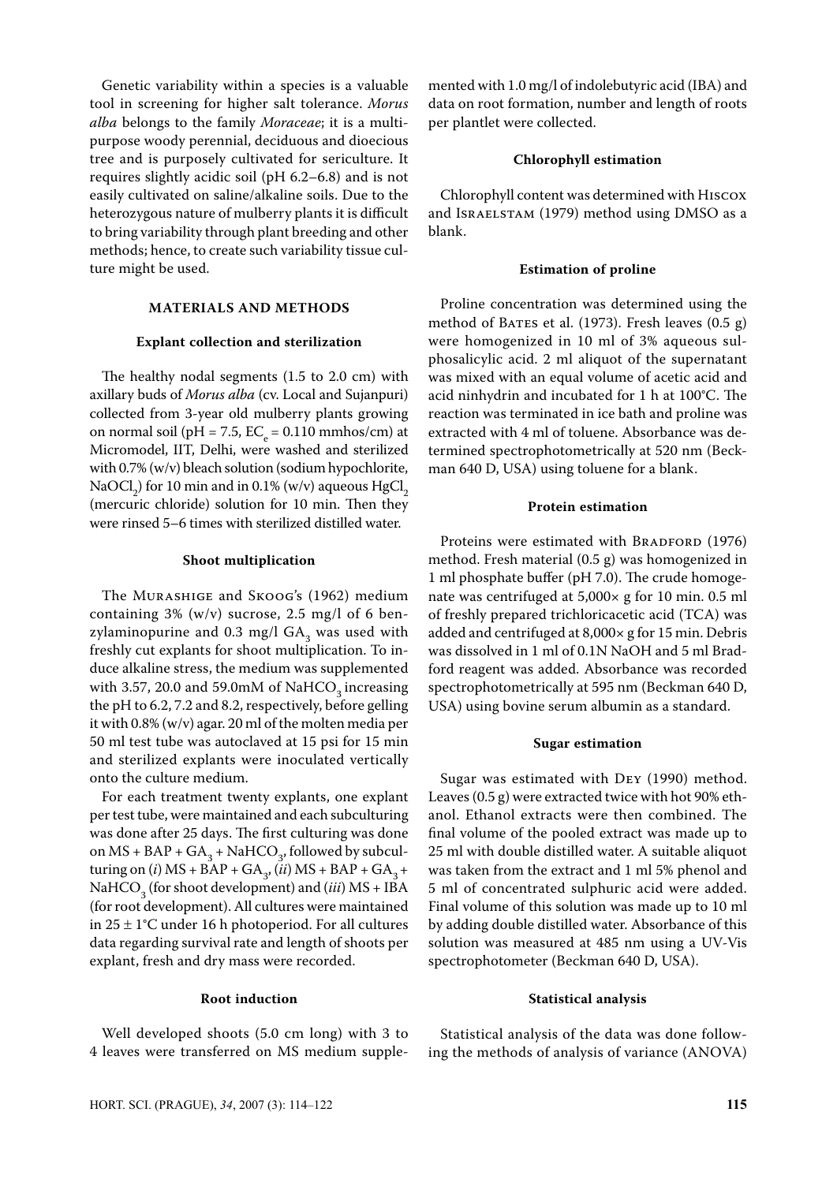Genetic variability within a species is a valuable tool in screening for higher salt tolerance. *Morus alba* belongs to the family *Moraceae*; it is a multipurpose woody perennial, deciduous and dioecious tree and is purposely cultivated for sericulture. It requires slightly acidic soil (pH 6.2–6.8) and is not easily cultivated on saline/alkaline soils. Due to the heterozygous nature of mulberry plants it is difficult to bring variability through plant breeding and other methods; hence, to create such variability tissue culture might be used.

## MATERIALS AND METHODS

### Explant collection and sterilization

The healthy nodal segments (1.5 to 2.0 cm) with axillary buds of *Morus alba* (cv. Local and Sujanpuri) collected from 3-year old mulberry plants growing on normal soil (pH = 7.5, $EC_e$ = 0.110 mmhos/cm) at Micromodel, IIT, Delhi, were washed and sterilized with 0.7% (w/v) bleach solution (sodium hypochlorite, $NaOCl_2$) for 10 min and in 0.1% (w/v) aqueous $HgCl_2$ (mercuric chloride) solution for 10 min. Then they were rinsed 5–6 times with sterilized distilled water.

### Shoot multiplication

The Murashige and Skoog's (1962) medium containing 3% (w/v) sucrose, 2.5 mg/l of 6 benzylaminopurine and 0.3 mg/l $GA_3$ was used with freshly cut explants for shoot multiplication. To induce alkaline stress, the medium was supplemented with 3.57, 20.0 and 59.0mM of $NaHCO_3$ increasing the pH to 6.2, 7.2 and 8.2, respectively, before gelling it with 0.8% (w/v) agar. 20 ml of the molten media per 50 ml test tube was autoclaved at 15 psi for 15 min and sterilized explants were inoculated vertically onto the culture medium.

For each treatment twenty explants, one explant per test tube, were maintained and each subculturing was done after 25 days. The first culturing was done on MS + BAP + $GA_3$ + $NaHCO_3$, followed by subculturing on (*i*) MS + BAP + $GA_3$, (*ii*) MS + BAP + $GA_3$ + $NaHCO_3$ (for shoot development) and (*iii*) MS + IBA (for root development). All cultures were maintained in 25 ± 1°C under 16 h photoperiod. For all cultures data regarding survival rate and length of shoots per explant, fresh and dry mass were recorded.

### Root induction

Well developed shoots (5.0 cm long) with 3 to 4 leaves were transferred on MS medium supplemented with 1.0 mg/l of indolebutyric acid (IBA) and data on root formation, number and length of roots per plantlet were collected.

### Chlorophyll estimation

Chlorophyll content was determined with Hiscox and Israelstam (1979) method using DMSO as a blank.

### Estimation of proline

Proline concentration was determined using the method of Bates et al. (1973). Fresh leaves (0.5 g) were homogenized in 10 ml of 3% aqueous sulphosalicylic acid. 2 ml aliquot of the supernatant was mixed with an equal volume of acetic acid and acid ninhydrin and incubated for 1 h at 100°C. The reaction was terminated in ice bath and proline was extracted with 4 ml of toluene. Absorbance was determined spectrophotometrically at 520 nm (Beckman 640 D, USA) using toluene for a blank.

### Protein estimation

Proteins were estimated with Bradford (1976) method. Fresh material (0.5 g) was homogenized in 1 ml phosphate buffer (pH 7.0). The crude homogenate was centrifuged at 5,000× g for 10 min. 0.5 ml of freshly prepared trichloricacetic acid (TCA) was added and centrifuged at 8,000× g for 15 min. Debris was dissolved in 1 ml of 0.1N NaOH and 5 ml Bradford reagent was added. Absorbance was recorded spectrophotometrically at 595 nm (Beckman 640 D, USA) using bovine serum albumin as a standard.

### Sugar estimation

Sugar was estimated with Dey (1990) method. Leaves (0.5 g) were extracted twice with hot 90% ethanol. Ethanol extracts were then combined. The final volume of the pooled extract was made up to 25 ml with double distilled water. A suitable aliquot was taken from the extract and 1 ml 5% phenol and 5 ml of concentrated sulphuric acid were added. Final volume of this solution was made up to 10 ml by adding double distilled water. Absorbance of this solution was measured at 485 nm using a UV-Vis spectrophotometer (Beckman 640 D, USA).

### Statistical analysis

Statistical analysis of the data was done following the methods of analysis of variance (ANOVA)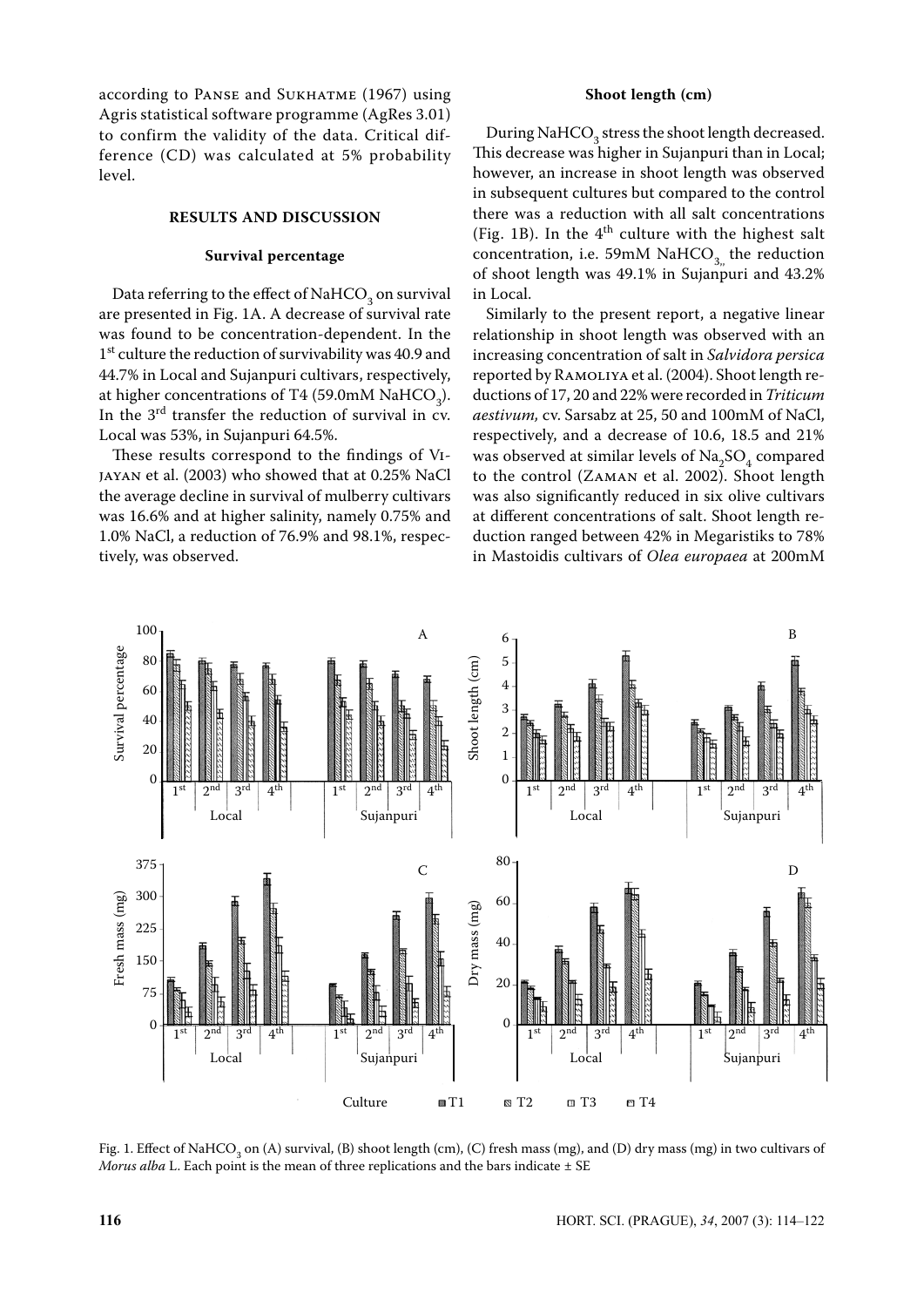according to Panse and Sukhatme (1967) using Agris statistical software programme (AgRes 3.01) to confirm the validity of the data. Critical difference (CD) was calculated at 5% probability level.

## RESULTS AND DISCUSSION

### Survival percentage

Data referring to the effect of $NaHCO_3$ on survival are presented in Fig. 1A. A decrease of survival rate was found to be concentration-dependent. In the 1st culture the reduction of survivability was 40.9 and 44.7% in Local and Sujanpuri cultivars, respectively, at higher concentrations of T4 (59.0mM $NaHCO_3$). In the 3rd transfer the reduction of survival in cv. Local was 53%, in Sujanpuri 64.5%.

These results correspond to the findings of Vijayan et al. (2003) who showed that at 0.25% NaCl the average decline in survival of mulberry cultivars was 16.6% and at higher salinity, namely 0.75% and 1.0% NaCl, a reduction of 76.9% and 98.1%, respectively, was observed.

### Shoot length (cm)

During $NaHCO_3$ stress the shoot length decreased. This decrease was higher in Sujanpuri than in Local; however, an increase in shoot length was observed in subsequent cultures but compared to the control there was a reduction with all salt concentrations (Fig. 1B). In the 4th culture with the highest salt concentration, i.e. 59mM $NaHCO_3$, the reduction of shoot length was 49.1% in Sujanpuri and 43.2% in Local.

Similarly to the present report, a negative linear relationship in shoot length was observed with an increasing concentration of salt in *Salvidora persica* reported by Ramoliya et al. (2004). Shoot length reductions of 17, 20 and 22% were recorded in *Triticum aestivum,* cv. Sarsabz at 25, 50 and 100mM of NaCl, respectively, and a decrease of 10.6, 18.5 and 21% was observed at similar levels of $Na_2SO_4$ compared to the control (Zaman et al. 2002). Shoot length was also significantly reduced in six olive cultivars at different concentrations of salt. Shoot length reduction ranged between 42% in Megaristiks to 78% in Mastoidis cultivars of *Olea europaea* at 200mM

Fig. 1. Effect of $NaHCO_3$ on (A) survival, (B) shoot length (cm), (C) fresh mass (mg), and (D) dry mass (mg) in two cultivars of *Morus alba* L. Each point is the mean of three replications and the bars indicate ± SE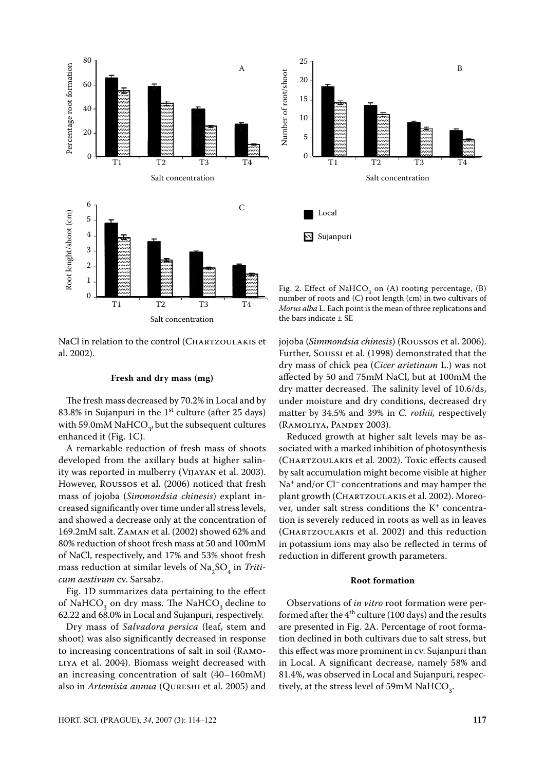Fig. 2. Effect of $NaHCO_3$ on (A) rooting percentage, (B) number of roots and (C) root length (cm) in two cultivars of *Morus alba* L. Each point is the mean of three replications and the bars indicate ± SE

NaCl in relation to the control (Chartzoulakis et al. 2002).

### Fresh and dry mass (mg)

The fresh mass decreased by 70.2% in Local and by 83.8% in Sujanpuri in the 1st culture (after 25 days) with 59.0mM $NaHCO_3$, but the subsequent cultures enhanced it (Fig. 1C).

A remarkable reduction of fresh mass of shoots developed from the axillary buds at higher salinity was reported in mulberry (Vijayan et al. 2003). However, Roussos et al. (2006) noticed that fresh mass of jojoba (*Simmondsia chinesis*) explant increased significantly over time under all stress levels, and showed a decrease only at the concentration of 169.2mM salt. Zaman et al. (2002) showed 62% and 80% reduction of shoot fresh mass at 50 and 100mM of NaCl, respectively, and 17% and 53% shoot fresh mass reduction at similar levels of $Na_2SO_4$ in *Triticum aestivum* cv. Sarsabz.

Fig. 1D summarizes data pertaining to the effect of $NaHCO_3$ on dry mass. The $NaHCO_3$ decline to 62.22 and 68.0% in Local and Sujanpuri, respectively.

Dry mass of *Salvadora persica* (leaf, stem and shoot) was also significantly decreased in response to increasing concentrations of salt in soil (Ramoliya et al. 2004). Biomass weight decreased with an increasing concentration of salt (40–160mM) also in *Artemisia annua* (Qureshi et al. 2005) and jojoba (*Simmondsia chinesis*) (Roussos et al. 2006). Further, Soussi et al. (1998) demonstrated that the dry mass of chick pea (*Cicer arietinum* L.) was not affected by 50 and 75mM NaCl, but at 100mM the dry matter decreased. The salinity level of 10.6/ds, under moisture and dry conditions, decreased dry matter by 34.5% and 39% in *C. rothii,* respectively (Ramoliya, Pandey 2003).

Reduced growth at higher salt levels may be associated with a marked inhibition of photosynthesis (Chartzoulakis et al. 2002). Toxic effects caused by salt accumulation might become visible at higher $Na^+$ and/or $Cl^-$ concentrations and may hamper the plant growth (Chartzoulakis et al. 2002). Moreover, under salt stress conditions the $K^+$ concentration is severely reduced in roots as well as in leaves (Chartzoulakis et al. 2002) and this reduction in potassium ions may also be reflected in terms of reduction in different growth parameters.

### Root formation

Observations of *in vitro* root formation were performed after the 4th culture (100 days) and the results are presented in Fig. 2A. Percentage of root formation declined in both cultivars due to salt stress, but this effect was more prominent in cv. Sujanpuri than in Local. A significant decrease, namely 58% and 81.4%, was observed in Local and Sujanpuri, respectively, at the stress level of 59mM $NaHCO_3$.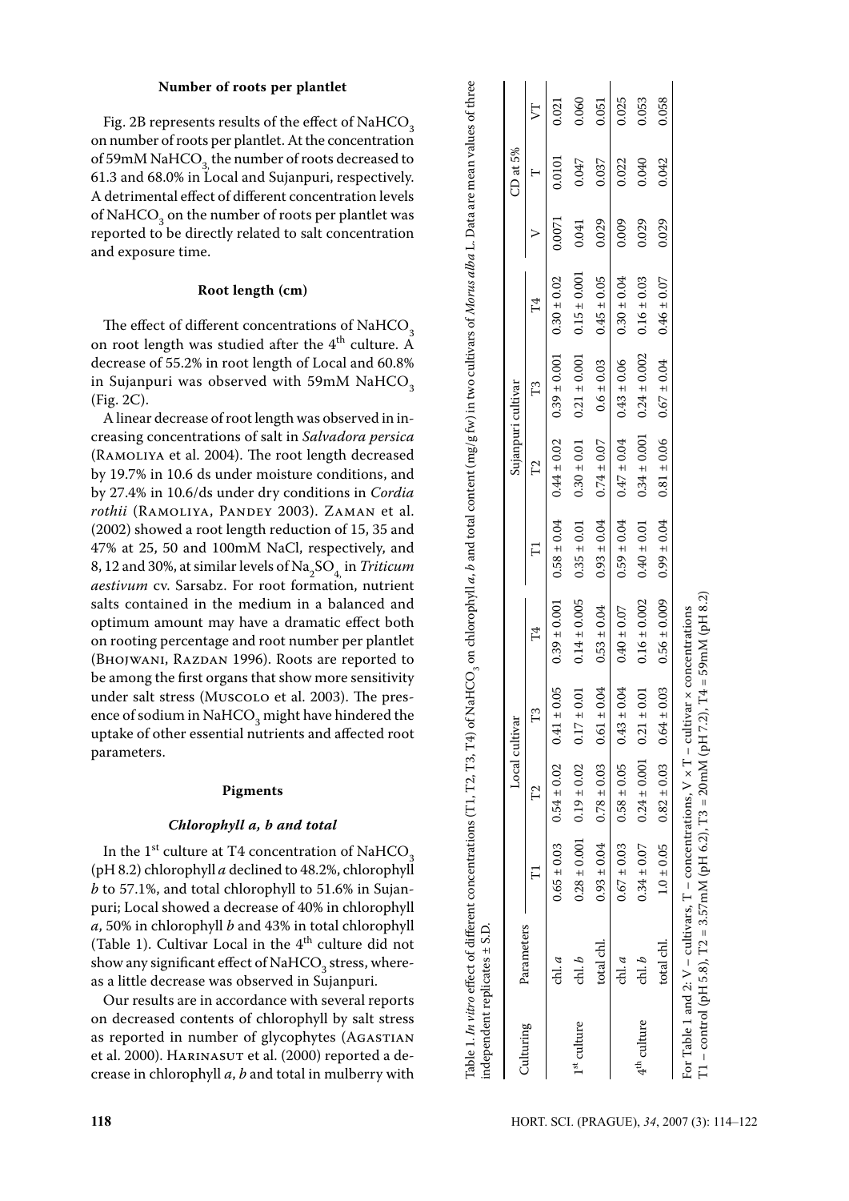### Number of roots per plantlet

Fig. 2B represents results of the effect of $NaHCO_3$ on number of roots per plantlet. At the concentration of 59mM $NaHCO_3$, the number of roots decreased to 61.3 and 68.0% in Local and Sujanpuri, respectively. A detrimental effect of different concentration levels of $NaHCO_3$ on the number of roots per plantlet was reported to be directly related to salt concentration and exposure time.

### Root length (cm)

The effect of different concentrations of $NaHCO_3$ on root length was studied after the 4[th] culture. A decrease of 55.2% in root length of Local and 60.8% in Sujanpuri was observed with 59mM $NaHCO_3$ (Fig. 2C).

A linear decrease of root length was observed in increasing concentrations of salt in *Salvadora persica* (Ramoliya et al. 2004). The root length decreased by 19.7% in 10.6 ds under moisture conditions, and by 27.4% in 10.6/ds under dry conditions in *Cordia rothii* (Ramoliya, Pandey 2003). Zaman et al. (2002) showed a root length reduction of 15, 35 and 47% at 25, 50 and 100mM NaCl, respectively, and 8, 12 and 30%, at similar levels of $Na_2SO_4$, in *Triticum aestivum* cv. Sarsabz. For root formation, nutrient salts contained in the medium in a balanced and optimum amount may have a dramatic effect both on rooting percentage and root number per plantlet (Bhojwani, Razdan 1996). Roots are reported to be among the first organs that show more sensitivity under salt stress (Muscolo et al. 2003). The presence of sodium in $NaHCO_3$ might have hindered the uptake of other essential nutrients and affected root parameters.

### Pigments

#### *Chlorophyll a, b and total*

In the 1[st] culture at T4 concentration of $NaHCO_3$ (pH 8.2) chlorophyll *a* declined to 48.2%, chlorophyll *b* to 57.1%, and total chlorophyll to 51.6% in Sujanpuri; Local showed a decrease of 40% in chlorophyll *a*, 50% in chlorophyll *b* and 43% in total chlorophyll (Table 1). Cultivar Local in the 4[th] culture did not show any significant effect of $NaHCO_3$ stress, whereas a little decrease was observed in Sujanpuri.

Our results are in accordance with several reports on decreased contents of chlorophyll by salt stress as reported in number of glycophytes (Agastian et al. 2000). Harinasut et al. (2000) reported a decrease in chlorophyll *a*, *b* and total in mulberry with

Table 1. *In vitro* effect of different concentrations (T1, T2, T3, T4) of $NaHCO_3$ on chlorophyll *a*, *b* and total content (mg/g fw) in two cultivars of *Morus alba* L. Data are mean values of three independent replicates ± S.D.

| Culturing | Parameters | Local cultivar | | | | Sujanpuri cultivar | | | | CD at 5% | | |
|---|---|---|---|---|---|---|---|---|---|---|---|---|
| | | T1 | T2 | T3 | T4 | T1 | T2 | T3 | T4 | V | T | VT |
| 1[st] culture | chl. *a* | 0.65 ± 0.03 | 0.54 ± 0.02 | 0.41 ± 0.05 | 0.39 ± 0.001 | 0.58 ± 0.04 | 0.44 ± 0.02 | 0.39 ± 0.001 | 0.30 ± 0.02 | 0.0071 | 0.0101 | 0.021 |
| | chl. *b* | 0.28 ± 0.001 | 0.19 ± 0.02 | 0.17 ± 0.01 | 0.14 ± 0.005 | 0.35 ± 0.01 | 0.30 ± 0.01 | 0.21 ± 0.001 | 0.15 ± 0.001 | 0.041 | 0.047 | 0.060 |
| | total chl. | 0.93 ± 0.04 | 0.78 ± 0.03 | 0.61 ± 0.04 | 0.53 ± 0.04 | 0.93 ± 0.04 | 0.74 ± 0.07 | 0.6 ± 0.03 | 0.45 ± 0.05 | 0.029 | 0.037 | 0.051 |
| 4[th] culture | chl. *a* | 0.67 ± 0.03 | 0.58 ± 0.05 | 0.43 ± 0.04 | 0.40 ± 0.07 | 0.59 ± 0.04 | 0.47 ± 0.04 | 0.43 ± 0.06 | 0.30 ± 0.04 | 0.009 | 0.022 | 0.025 |
| | chl. *b* | 0.34 ± 0.07 | 0.24 ± 0.001 | 0.21 ± 0.01 | 0.16 ± 0.002 | 0.40 ± 0.01 | 0.34 ± 0.001 | 0.24 ± 0.002 | 0.16 ± 0.03 | 0.029 | 0.040 | 0.053 |
| | total chl. | 1.0 ± 0.05 | 0.82 ± 0.03 | 0.64 ± 0.03 | 0.56 ± 0.009 | 0.99 ± 0.04 | 0.81 ± 0.06 | 0.67 ± 0.04 | 0.46 ± 0.07 | 0.029 | 0.042 | 0.058 |

For Table 1 and 2: V – cultivars, T – concentrations, V × T – cultivar × concentrations
T1 – control (pH 5.8), T2 = 3.57mM (pH 6.2), T3 = 20mM (pH 7.2), T4 = 59mM (pH 8.2)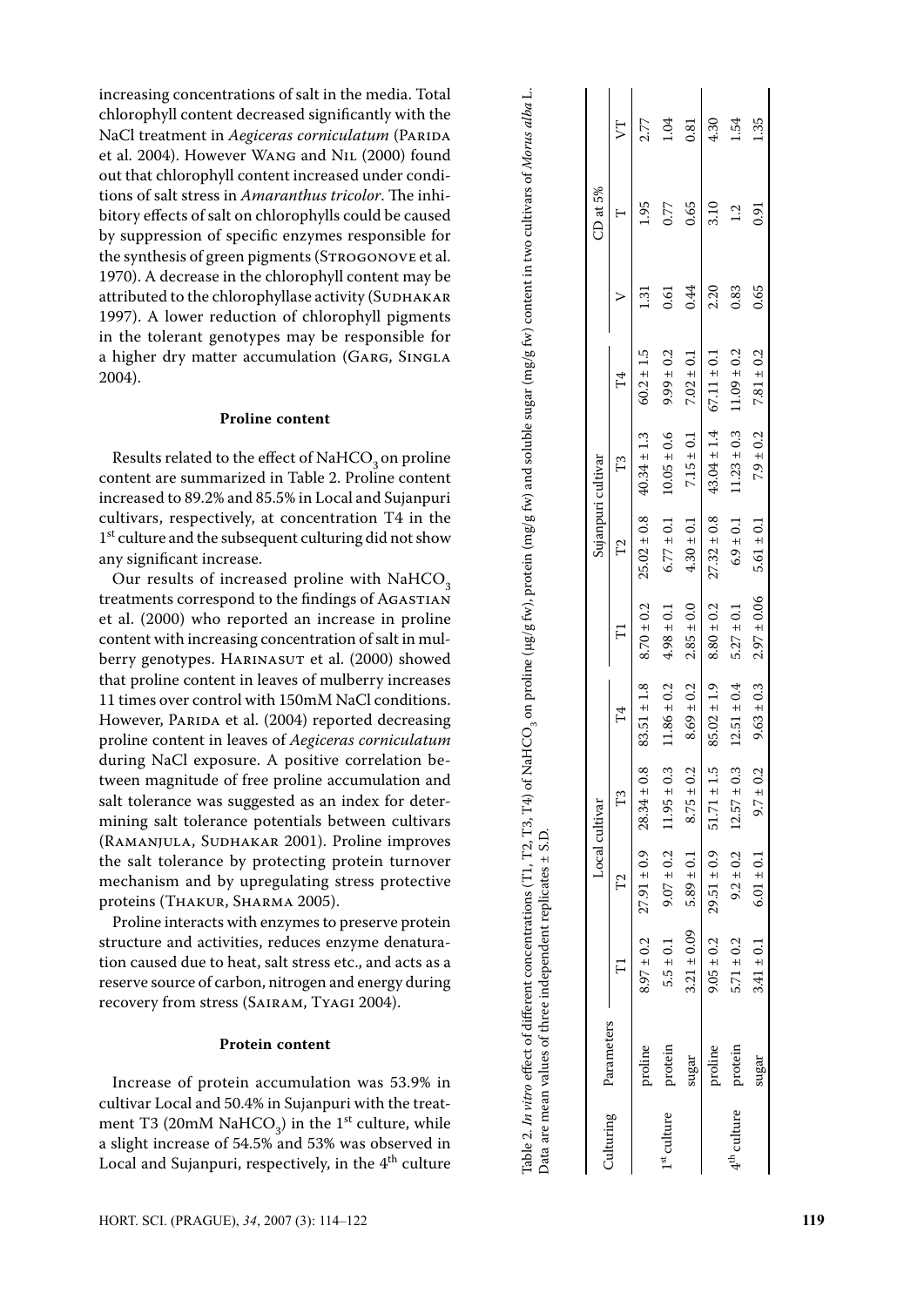increasing concentrations of salt in the media. Total chlorophyll content decreased significantly with the NaCl treatment in *Aegiceras corniculatum* (Parida et al. 2004). However Wang and Nil (2000) found out that chlorophyll content increased under conditions of salt stress in *Amaranthus tricolor*. The inhibitory effects of salt on chlorophylls could be caused by suppression of specific enzymes responsible for the synthesis of green pigments (Strogonove et al. 1970). A decrease in the chlorophyll content may be attributed to the chlorophyllase activity (Sudhakar 1997). A lower reduction of chlorophyll pigments in the tolerant genotypes may be responsible for a higher dry matter accumulation (Garg, Singla 2004).

### Proline content

Results related to the effect of $NaHCO_3$ on proline content are summarized in Table 2. Proline content increased to 89.2% and 85.5% in Local and Sujanpuri cultivars, respectively, at concentration T4 in the 1st culture and the subsequent culturing did not show any significant increase.

Our results of increased proline with $NaHCO_3$ treatments correspond to the findings of Agastian et al. (2000) who reported an increase in proline content with increasing concentration of salt in mulberry genotypes. Harinasut et al. (2000) showed that proline content in leaves of mulberry increases 11 times over control with 150mM NaCl conditions. However, Parida et al. (2004) reported decreasing proline content in leaves of *Aegiceras corniculatum* during NaCl exposure. A positive correlation between magnitude of free proline accumulation and salt tolerance was suggested as an index for determining salt tolerance potentials between cultivars (Ramanjula, Sudhakar 2001). Proline improves the salt tolerance by protecting protein turnover mechanism and by upregulating stress protective proteins (Thakur, Sharma 2005).

Proline interacts with enzymes to preserve protein structure and activities, reduces enzyme denaturation caused due to heat, salt stress etc., and acts as a reserve source of carbon, nitrogen and energy during recovery from stress (Sairam, Tyagi 2004).

### Protein content

Increase of protein accumulation was 53.9% in cultivar Local and 50.4% in Sujanpuri with the treatment T3 (20mM $NaHCO_3$) in the 1st culture, while a slight increase of 54.5% and 53% was observed in Local and Sujanpuri, respectively, in the 4th culture

Table 2. *In vitro* effect of different concentrations (T1, T2, T3, T4) of $NaHCO_3$ on proline (µg/g fw), protein (mg/g fw) and soluble sugar (mg/g fw) content in two cultivars of *Morus alba* L. Data are mean values of three independent replicates ± S.D.

| Culturing | Parameters | Local cultivar | | | | Sujanpuri cultivar | | | | CD at 5% | | |
|---|---|---|---|---|---|---|---|---|---|---|---|---|
| | | T1 | T2 | T3 | T4 | T1 | T2 | T3 | T4 | V | T | VT |
| 1st culture | proline | 8.97 ± 0.2 | 27.91 ± 0.9 | 28.34 ± 0.8 | 83.51 ± 1.8 | 8.70 ± 0.2 | 25.02 ± 0.8 | 40.34 ± 1.3 | 60.2 ± 1.5 | 1.31 | 1.95 | 2.77 |
| | protein | 5.5 ± 0.1 | 9.07 ± 0.2 | 11.95 ± 0.3 | 11.86 ± 0.2 | 4.98 ± 0.1 | 6.77 ± 0.1 | 10.05 ± 0.6 | 9.99 ± 0.2 | 0.61 | 0.77 | 1.04 |
| | sugar | 3.21 ± 0.09 | 5.89 ± 0.1 | 8.75 ± 0.2 | 8.69 ± 0.2 | 2.85 ± 0.0 | 4.30 ± 0.1 | 7.15 ± 0.1 | 7.02 ± 0.1 | 0.44 | 0.65 | 0.81 |
| 4th culture | proline | 9.05 ± 0.2 | 29.51 ± 0.9 | 51.71 ± 1.5 | 85.02 ± 1.9 | 8.80 ± 0.2 | 27.32 ± 0.8 | 43.04 ± 1.4 | 67.11 ± 0.1 | 2.20 | 3.10 | 4.30 |
| | protein | 5.71 ± 0.2 | 9.2 ± 0.2 | 12.57 ± 0.3 | 12.51 ± 0.4 | 5.27 ± 0.1 | 6.9 ± 0.1 | 11.23 ± 0.3 | 11.09 ± 0.2 | 0.83 | 1.2 | 1.54 |
| | sugar | 3.41 ± 0.1 | 6.01 ± 0.1 | 9.7 ± 0.2 | 9.63 ± 0.3 | 2.97 ± 0.06 | 5.61 ± 0.1 | 7.9 ± 0.2 | 7.81 ± 0.2 | 0.65 | 0.91 | 1.35 |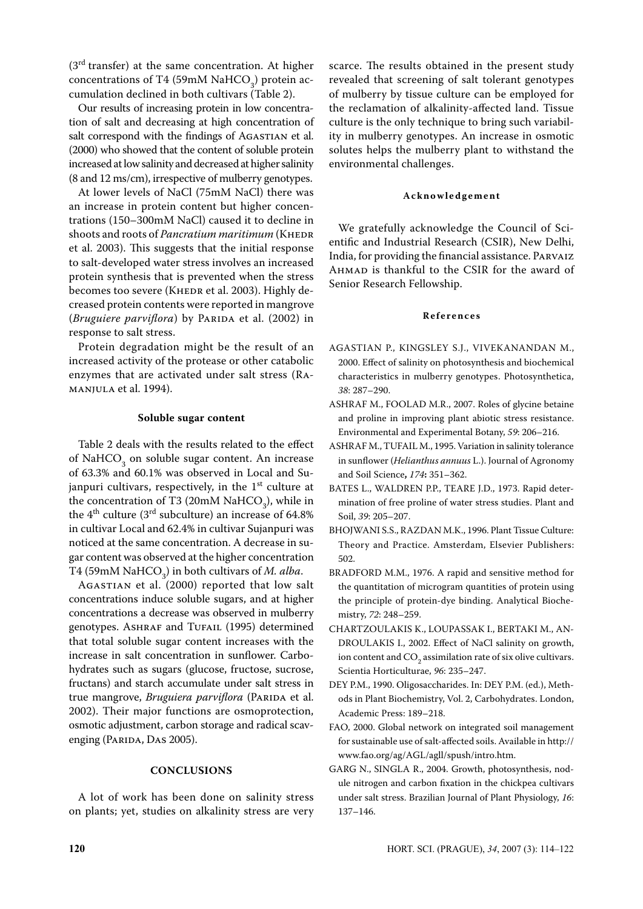(3rd transfer) at the same concentration. At higher concentrations of T4 (59mM $NaHCO_3$) protein accumulation declined in both cultivars (Table 2).

Our results of increasing protein in low concentration of salt and decreasing at high concentration of salt correspond with the findings of Agastian et al. (2000) who showed that the content of soluble protein increased at low salinity and decreased at higher salinity (8 and 12 ms/cm), irrespective of mulberry genotypes.

At lower levels of NaCl (75mM NaCl) there was an increase in protein content but higher concentrations (150–300mM NaCl) caused it to decline in shoots and roots of *Pancratium maritimum* (Khedr et al. 2003). This suggests that the initial response to salt-developed water stress involves an increased protein synthesis that is prevented when the stress becomes too severe (Khedr et al. 2003). Highly decreased protein contents were reported in mangrove (*Bruguiere parviflora*) by Parida et al. (2002) in response to salt stress.

Protein degradation might be the result of an increased activity of the protease or other catabolic enzymes that are activated under salt stress (Ramanjula et al. 1994).

### Soluble sugar content

Table 2 deals with the results related to the effect of $NaHCO_3$ on soluble sugar content. An increase of 63.3% and 60.1% was observed in Local and Sujanpuri cultivars, respectively, in the 1st culture at the concentration of T3 (20mM $NaHCO_3$), while in the 4th culture (3rd subculture) an increase of 64.8% in cultivar Local and 62.4% in cultivar Sujanpuri was noticed at the same concentration. A decrease in sugar content was observed at the higher concentration T4 (59mM $NaHCO_3$) in both cultivars of *M. alba*.

Agastian et al. (2000) reported that low salt concentrations induce soluble sugars, and at higher concentrations a decrease was observed in mulberry genotypes. Ashraf and Tufail (1995) determined that total soluble sugar content increases with the increase in salt concentration in sunflower. Carbohydrates such as sugars (glucose, fructose, sucrose, fructans) and starch accumulate under salt stress in true mangrove, *Bruguiera parviflora* (Parida et al. 2002). Their major functions are osmoprotection, osmotic adjustment, carbon storage and radical scavenging (Parida, Das 2005).

## CONCLUSIONS

A lot of work has been done on salinity stress on plants; yet, studies on alkalinity stress are very scarce. The results obtained in the present study revealed that screening of salt tolerant genotypes of mulberry by tissue culture can be employed for the reclamation of alkalinity-affected land. Tissue culture is the only technique to bring such variability in mulberry genotypes. An increase in osmotic solutes helps the mulberry plant to withstand the environmental challenges.

#### Acknowledgement

We gratefully acknowledge the Council of Scientific and Industrial Research (CSIR), New Delhi, India, for providing the financial assistance. Parvaiz Ahmad is thankful to the CSIR for the award of Senior Research Fellowship.

#### References

AGASTIAN P., KINGSLEY S.J., VIVEKANANDAN M., 2000. Effect of salinity on photosynthesis and biochemical characteristics in mulberry genotypes. Photosynthetica, *38*: 287–290.

ASHRAF M., FOOLAD M.R., 2007. Roles of glycine betaine and proline in improving plant abiotic stress resistance. Environmental and Experimental Botany, *59*: 206–216.

ASHRAF M., TUFAIL M., 1995. Variation in salinity tolerance in sunflower (*Helianthus annuus* L.). Journal of Agronomy and Soil Science, *174*: 351–362.

BATES L., WALDREN P.P., TEARE J.D., 1973. Rapid determination of free proline of water stress studies. Plant and Soil, *39*: 205–207.

BHOJWANI S.S., RAZDAN M.K., 1996. Plant Tissue Culture: Theory and Practice. Amsterdam, Elsevier Publishers: 502.

BRADFORD M.M., 1976. A rapid and sensitive method for the quantitation of microgram quantities of protein using the principle of protein-dye binding. Analytical Biochemistry, *72*: 248–259.

CHARTZOULAKIS K., LOUPASSAK I., BERTAKI M., ANDROULAKIS I., 2002. Effect of NaCl salinity on growth, ion content and $CO_2$ assimilation rate of six olive cultivars. Scientia Horticulturae, *96*: 235–247.

DEY P.M., 1990. Oligosaccharides. In: DEY P.M. (ed.), Methods in Plant Biochemistry, Vol. 2, Carbohydrates. London, Academic Press: 189–218.

FAO, 2000. Global network on integrated soil management for sustainable use of salt-affected soils. Available in http://www.fao.org/ag/AGL/agll/spush/intro.htm.

GARG N., SINGLA R., 2004. Growth, photosynthesis, nodule nitrogen and carbon fixation in the chickpea cultivars under salt stress. Brazilian Journal of Plant Physiology, *16*: 137–146.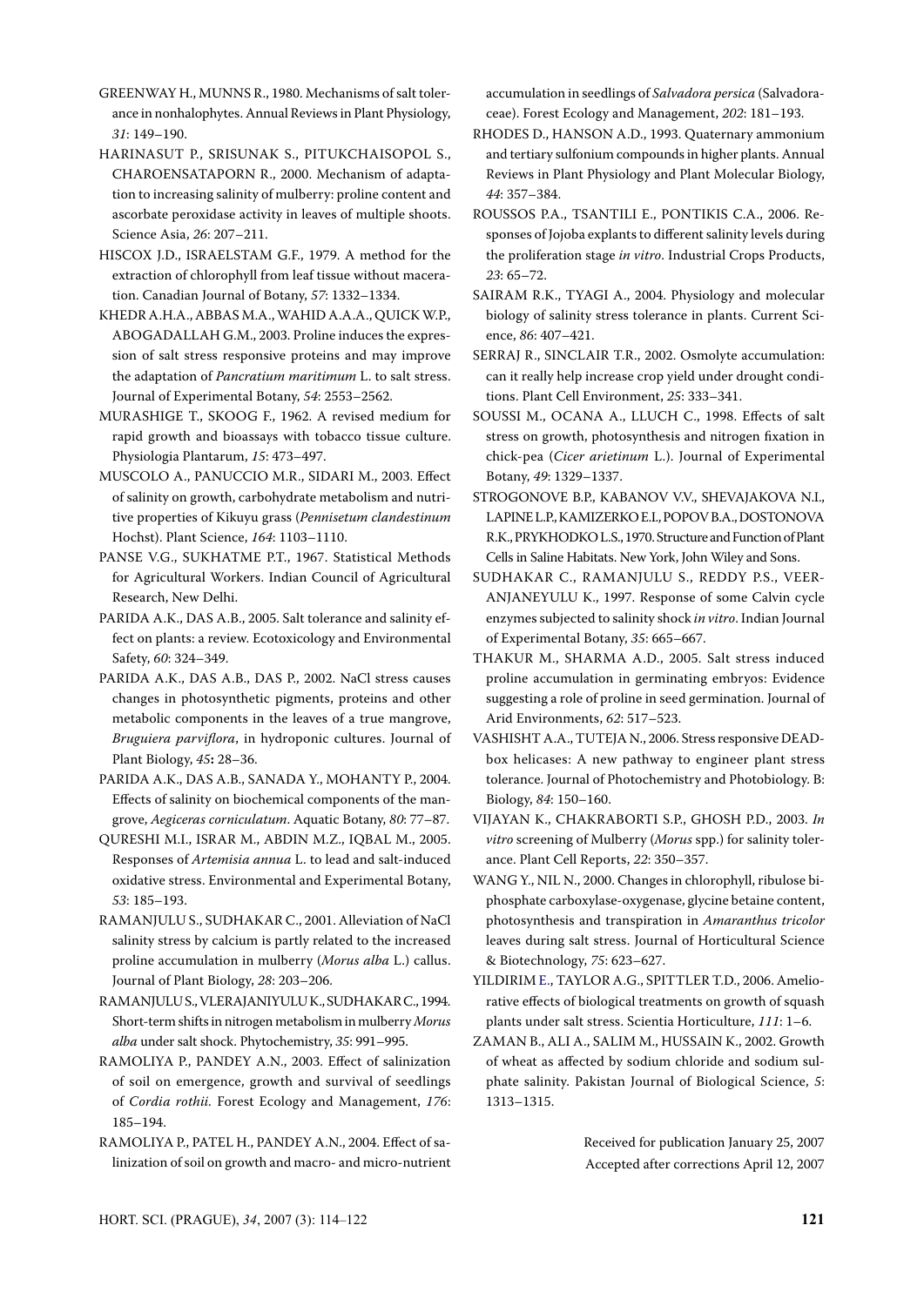GREENWAY H., MUNNS R., 1980. Mechanisms of salt tolerance in nonhalophytes. Annual Reviews in Plant Physiology, *31*: 149–190.

HARINASUT P., SRISUNAK S., PITUKCHAISOPOL S., CHAROENSATAPORN R., 2000. Mechanism of adaptation to increasing salinity of mulberry: proline content and ascorbate peroxidase activity in leaves of multiple shoots. Science Asia, *26*: 207–211.

HISCOX J.D., ISRAELSTAM G.F., 1979. A method for the extraction of chlorophyll from leaf tissue without maceration. Canadian Journal of Botany, *57*: 1332–1334.

KHEDR A.H.A., ABBAS M.A., WAHID A.A.A., QUICK W.P., ABOGADALLAH G.M., 2003. Proline induces the expression of salt stress responsive proteins and may improve the adaptation of *Pancratium maritimum* L. to salt stress. Journal of Experimental Botany, *54*: 2553–2562.

MURASHIGE T., SKOOG F., 1962. A revised medium for rapid growth and bioassays with tobacco tissue culture. Physiologia Plantarum, *15*: 473–497.

MUSCOLO A., PANUCCIO M.R., SIDARI M., 2003. Effect of salinity on growth, carbohydrate metabolism and nutritive properties of Kikuyu grass (*Pennisetum clandestinum* Hochst). Plant Science, *164*: 1103–1110.

PANSE V.G., SUKHATME P.T., 1967. Statistical Methods for Agricultural Workers. Indian Council of Agricultural Research, New Delhi.

PARIDA A.K., DAS A.B., 2005. Salt tolerance and salinity effect on plants: a review. Ecotoxicology and Environmental Safety, *60*: 324–349.

PARIDA A.K., DAS A.B., DAS P., 2002. NaCl stress causes changes in photosynthetic pigments, proteins and other metabolic components in the leaves of a true mangrove, *Bruguiera parviflora*, in hydroponic cultures. Journal of Plant Biology, *45***:** 28–36.

PARIDA A.K., DAS A.B., SANADA Y., MOHANTY P., 2004. Effects of salinity on biochemical components of the mangrove, *Aegiceras corniculatum*. Aquatic Botany, *80*: 77–87.

QURESHI M.I., ISRAR M., ABDIN M.Z., IQBAL M., 2005. Responses of *Artemisia annua* L. to lead and salt-induced oxidative stress. Environmental and Experimental Botany, *53*: 185–193.

RAMANJULU S., SUDHAKAR C., 2001. Alleviation of NaCl salinity stress by calcium is partly related to the increased proline accumulation in mulberry (*Morus alba* L.) callus. Journal of Plant Biology, *28*: 203–206.

RAMANJULU S., VLERAJANIYULU K., SUDHAKAR C., 1994. Short-term shifts in nitrogen metabolism in mulberry *Morus alba* under salt shock. Phytochemistry, *35*: 991–995.

RAMOLIYA P., PANDEY A.N., 2003. Effect of salinization of soil on emergence, growth and survival of seedlings of *Cordia rothii*. Forest Ecology and Management, *176*: 185–194.

RAMOLIYA P., PATEL H., PANDEY A.N., 2004. Effect of salinization of soil on growth and macro- and micro-nutrient accumulation in seedlings of *Salvadora persica* (Salvadoraceae). Forest Ecology and Management, *202*: 181–193.

RHODES D., HANSON A.D., 1993. Quaternary ammonium and tertiary sulfonium compounds in higher plants. Annual Reviews in Plant Physiology and Plant Molecular Biology, *44*: 357–384.

ROUSSOS P.A., TSANTILI E., PONTIKIS C.A., 2006. Responses of Jojoba explants to different salinity levels during the proliferation stage *in vitro*. Industrial Crops Products, *23*: 65–72.

SAIRAM R.K., TYAGI A., 2004. Physiology and molecular biology of salinity stress tolerance in plants. Current Science, *86*: 407–421.

SERRAJ R., SINCLAIR T.R., 2002. Osmolyte accumulation: can it really help increase crop yield under drought conditions. Plant Cell Environment, *25*: 333–341.

SOUSSI M., OCANA A., LLUCH C., 1998. Effects of salt stress on growth, photosynthesis and nitrogen fixation in chick-pea (*Cicer arietinum* L.). Journal of Experimental Botany, *49*: 1329–1337.

STROGONOVE B.P., KABANOV V.V., SHEVAJAKOVA N.I., LAPINE L.P., KAMIZERKO E.I., POPOV B.A., DOSTONOVA R.K., PRYKHODKO L.S., 1970. Structure and Function of Plant Cells in Saline Habitats. New York, John Wiley and Sons.

SUDHAKAR C., RAMANJULU S., REDDY P.S., VEERANJANEYULU K., 1997. Response of some Calvin cycle enzymes subjected to salinity shock *in vitro*. Indian Journal of Experimental Botany, *35*: 665–667.

THAKUR M., SHARMA A.D., 2005. Salt stress induced proline accumulation in germinating embryos: Evidence suggesting a role of proline in seed germination. Journal of Arid Environments, *62*: 517–523.

VASHISHT A.A., TUTEJA N., 2006. Stress responsive DEAD-box helicases: A new pathway to engineer plant stress tolerance. Journal of Photochemistry and Photobiology. B: Biology, *84*: 150–160.

VIJAYAN K., CHAKRABORTI S.P., GHOSH P.D., 2003. *In vitro* screening of Mulberry (*Morus* spp.) for salinity tolerance. Plant Cell Reports, *22*: 350–357.

WANG Y., NIL N., 2000. Changes in chlorophyll, ribulose biphosphate carboxylase-oxygenase, glycine betaine content, photosynthesis and transpiration in *Amaranthus tricolor* leaves during salt stress. Journal of Horticultural Science & Biotechnology, *75*: 623–627.

YILDIRIM E., TAYLOR A.G., SPITTLER T.D., 2006. Ameliorative effects of biological treatments on growth of squash plants under salt stress. Scientia Horticulture, *111*: 1–6.

ZAMAN B., ALI A., SALIM M., HUSSAIN K., 2002. Growth of wheat as affected by sodium chloride and sodium sulphate salinity. Pakistan Journal of Biological Science, *5*: 1313–1315.

Received for publication January 25, 2007
Accepted after corrections April 12, 2007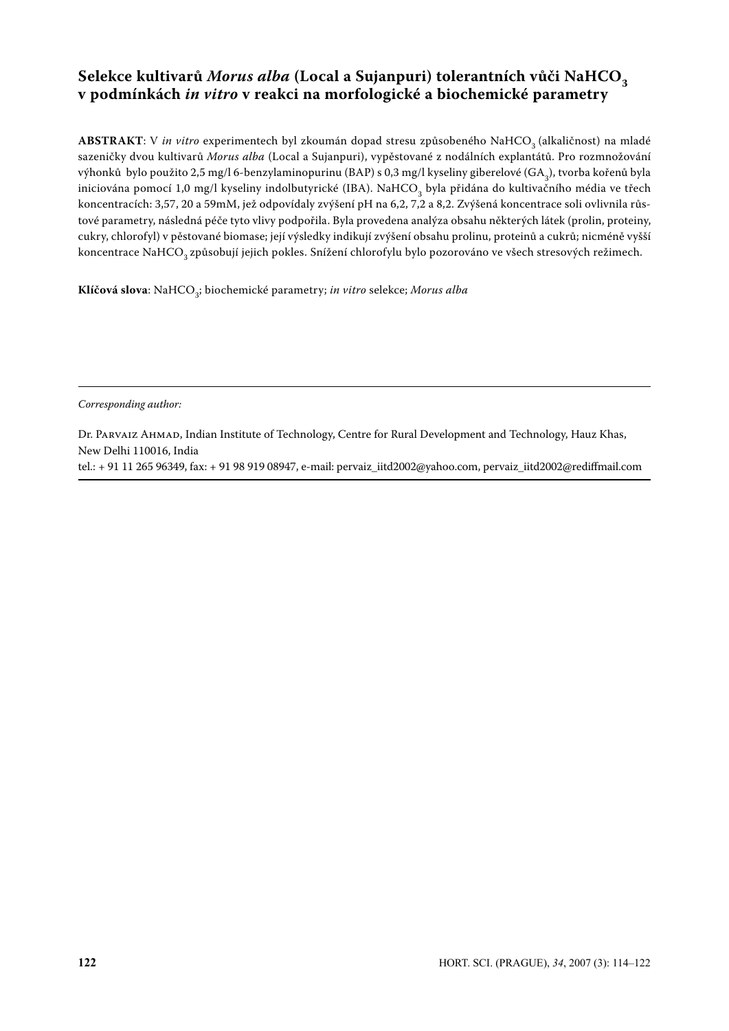# Selekce kultivarů *Morus alba* (Local a Sujanpuri) tolerantních vůči $NaHCO_3$ v podmínkách *in vitro* v reakci na morfologické a biochemické parametry

**ABSTRAKT**: V *in vitro* experimentech byl zkoumán dopad stresu způsobeného $NaHCO_3$ (alkaličnost) na mladé sazeničky dvou kultivarů *Morus alba* (Local a Sujanpuri), vypěstované z nodálních explantátů. Pro rozmnožování výhonků bylo použito 2,5 mg/l 6-benzylaminopurinu (BAP) s 0,3 mg/l kyseliny giberelové ($GA_3$), tvorba kořenů byla iniciována pomocí 1,0 mg/l kyseliny indolbutyrické (IBA). $NaHCO_3$ byla přidána do kultivačního média ve třech koncentracích: 3,57, 20 a 59mM, jež odpovídaly zvýšení pH na 6,2, 7,2 a 8,2. Zvýšená koncentrace soli ovlivnila růstové parametry, následná péče tyto vlivy podpořila. Byla provedena analýza obsahu některých látek (prolin, proteiny, cukry, chlorofyl) v pěstované biomase; její výsledky indikují zvýšení obsahu prolinu, proteinů a cukrů; nicméně vyšší koncentrace $NaHCO_3$ způsobují jejich pokles. Snížení chlorofylu bylo pozorováno ve všech stresových režimech.

**Klíčová slova**: $NaHCO_3$; biochemické parametry; *in vitro* selekce; *Morus alba*

---

*Corresponding author:*

Dr. Parvaiz Ahmad, Indian Institute of Technology, Centre for Rural Development and Technology, Hauz Khas, New Delhi 110016, India

tel.: + 91 11 265 96349, fax: + 91 98 919 08947, e-mail: pervaiz_iitd2002@yahoo.com, pervaiz_iitd2002@rediffmail.com